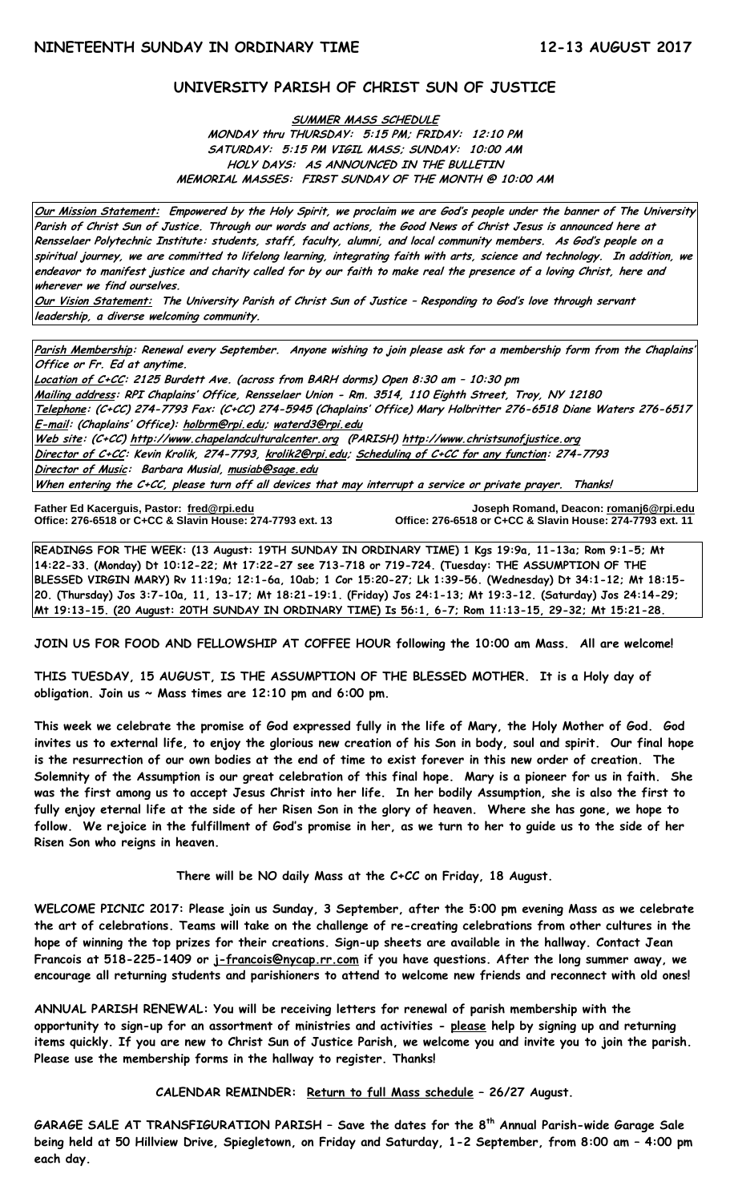**NINETEENTH SUNDAY IN ORDINARY TIME** **12-13 AUGUST 2017**

# UNIVERSITY PARISH OF CHRIST SUN OF JUSTICE

**SUMMER MASS SCHEDULE**
**MONDAY thru THURSDAY: 5:15 PM; FRIDAY: 12:10 PM**
**SATURDAY: 5:15 PM VIGIL MASS; SUNDAY: 10:00 AM**
**HOLY DAYS: AS ANNOUNCED IN THE BULLETIN**
**MEMORIAL MASSES: FIRST SUNDAY OF THE MONTH @ 10:00 AM**

***Our Mission Statement:*** ***Empowered by the Holy Spirit, we proclaim we are God's people under the banner of The University Parish of Christ Sun of Justice. Through our words and actions, the Good News of Christ Jesus is announced here at Rensselaer Polytechnic Institute: students, staff, faculty, alumni, and local community members. As God's people on a spiritual journey, we are committed to lifelong learning, integrating faith with arts, science and technology. In addition, we endeavor to manifest justice and charity called for by our faith to make real the presence of a loving Christ, here and wherever we find ourselves.***
***Our Vision Statement:*** ***The University Parish of Christ Sun of Justice – Responding to God's love through servant leadership, a diverse welcoming community.***

***Parish Membership:*** *Renewal every September. Anyone wishing to join please ask for a membership form from the Chaplains' Office or Fr. Ed at anytime.*
***Location of C+CC:*** *2125 Burdett Ave. (across from BARH dorms) Open 8:30 am – 10:30 pm*
***Mailing address:*** *RPI Chaplains' Office, Rensselaer Union - Rm. 3514, 110 Eighth Street, Troy, NY 12180*
***Telephone:*** *(C+CC) 274-7793 Fax: (C+CC) 274-5945 (Chaplains' Office) Mary Holbritter 276-6518 Diane Waters 276-6517*
***E-mail:*** *(Chaplains' Office): holbrm@rpi.edu; waterd3@rpi.edu*
***Web site:*** *(C+CC) http://www.chapelandculturalcenter.org (PARISH) http://www.christsunofjustice.org*
***Director of C+CC:*** *Kevin Krolik, 274-7793, krolik2@rpi.edu; Scheduling of C+CC for any function: 274-7793*
***Director of Music:*** *Barbara Musial, musiab@sage.edu*
***When entering the C+CC, please turn off all devices that may interrupt a service or private prayer. Thanks!***

**Father Ed Kacerguis, Pastor: fred@rpi.edu**
**Office: 276-6518 or C+CC & Slavin House: 274-7793 ext. 13**

**Joseph Romand, Deacon: romanj6@rpi.edu**
**Office: 276-6518 or C+CC & Slavin House: 274-7793 ext. 11**

**READINGS FOR THE WEEK: (13 August: 19TH SUNDAY IN ORDINARY TIME) 1 Kgs 19:9a, 11-13a; Rom 9:1-5; Mt 14:22-33. (Monday) Dt 10:12-22; Mt 17:22-27 see 713-718 or 719-724. (Tuesday: THE ASSUMPTION OF THE BLESSED VIRGIN MARY) Rv 11:19a; 12:1-6a, 10ab; 1 Cor 15:20-27; Lk 1:39-56. (Wednesday) Dt 34:1-12; Mt 18:15-20. (Thursday) Jos 3:7-10a, 11, 13-17; Mt 18:21-19:1. (Friday) Jos 24:1-13; Mt 19:3-12. (Saturday) Jos 24:14-29; Mt 19:13-15. (20 August: 20TH SUNDAY IN ORDINARY TIME) Is 56:1, 6-7; Rom 11:13-15, 29-32; Mt 15:21-28.**

**JOIN US FOR FOOD AND FELLOWSHIP AT COFFEE HOUR following the 10:00 am Mass. All are welcome!**

**THIS TUESDAY, 15 AUGUST, IS THE ASSUMPTION OF THE BLESSED MOTHER. It is a Holy day of obligation. Join us ~ Mass times are 12:10 pm and 6:00 pm.**

**This week we celebrate the promise of God expressed fully in the life of Mary, the Holy Mother of God. God invites us to external life, to enjoy the glorious new creation of his Son in body, soul and spirit. Our final hope is the resurrection of our own bodies at the end of time to exist forever in this new order of creation. The Solemnity of the Assumption is our great celebration of this final hope. Mary is a pioneer for us in faith. She was the first among us to accept Jesus Christ into her life. In her bodily Assumption, she is also the first to fully enjoy eternal life at the side of her Risen Son in the glory of heaven. Where she has gone, we hope to follow. We rejoice in the fulfillment of God's promise in her, as we turn to her to guide us to the side of her Risen Son who reigns in heaven.**

**There will be NO daily Mass at the C+CC on Friday, 18 August.**

**WELCOME PICNIC 2017: Please join us Sunday, 3 September, after the 5:00 pm evening Mass as we celebrate the art of celebrations. Teams will take on the challenge of re-creating celebrations from other cultures in the hope of winning the top prizes for their creations. Sign-up sheets are available in the hallway. Contact Jean Francois at 518-225-1409 or j-francois@nycap.rr.com if you have questions. After the long summer away, we encourage all returning students and parishioners to attend to welcome new friends and reconnect with old ones!**

**ANNUAL PARISH RENEWAL: You will be receiving letters for renewal of parish membership with the opportunity to sign-up for an assortment of ministries and activities - please help by signing up and returning items quickly. If you are new to Christ Sun of Justice Parish, we welcome you and invite you to join the parish. Please use the membership forms in the hallway to register. Thanks!**

**CALENDAR REMINDER: Return to full Mass schedule – 26/27 August.**

**GARAGE SALE AT TRANSFIGURATION PARISH – Save the dates for the 8th Annual Parish-wide Garage Sale being held at 50 Hillview Drive, Spiegletown, on Friday and Saturday, 1-2 September, from 8:00 am – 4:00 pm each day.**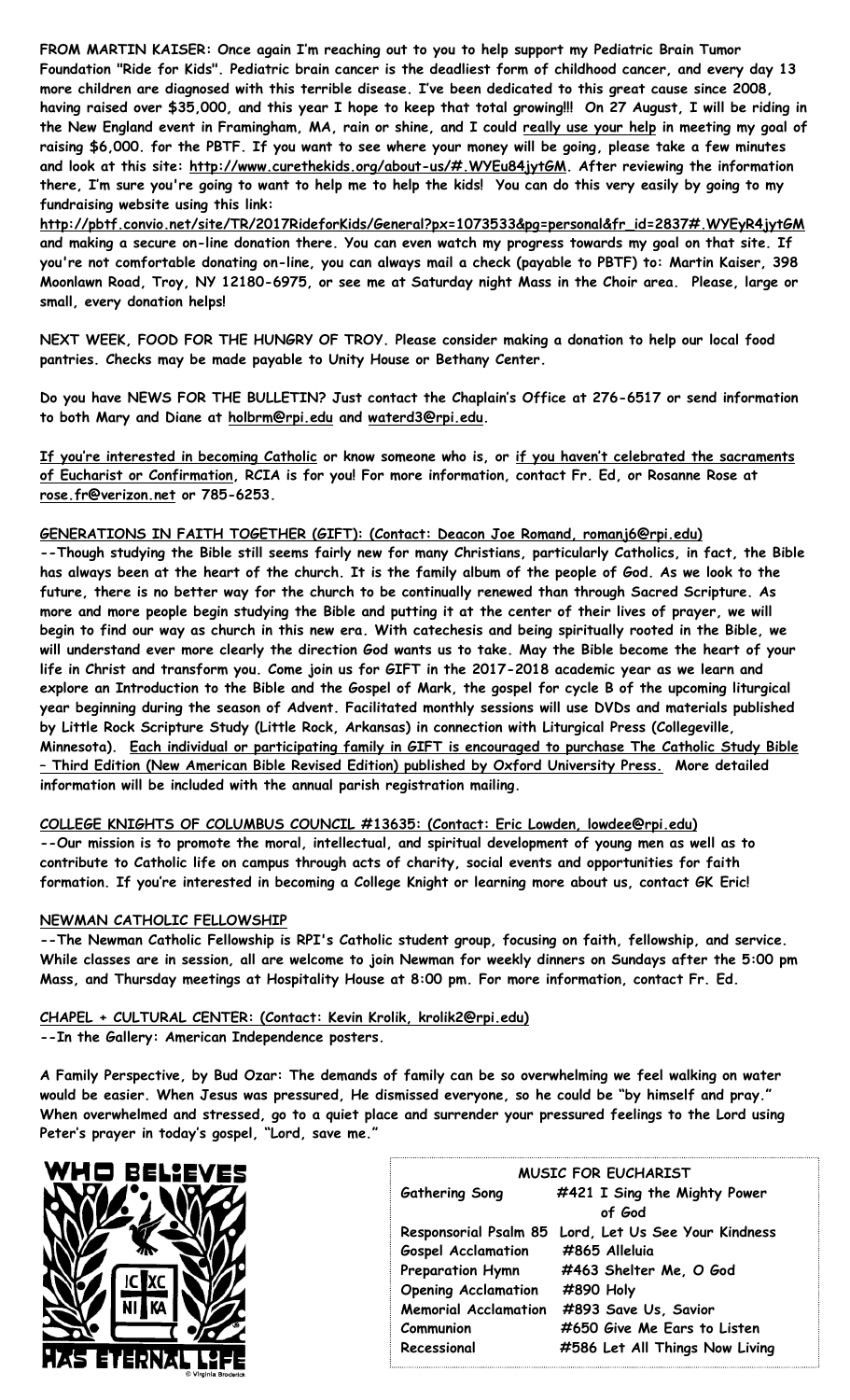**FROM MARTIN KAISER: Once again I'm reaching out to you to help support my Pediatric Brain Tumor Foundation "Ride for Kids". Pediatric brain cancer is the deadliest form of childhood cancer, and every day 13 more children are diagnosed with this terrible disease. I've been dedicated to this great cause since 2008, having raised over $35,000, and this year I hope to keep that total growing!!! On 27 August, I will be riding in the New England event in Framingham, MA, rain or shine, and I could <u>really use your help</u> in meeting my goal of raising $6,000. for the PBTF. If you want to see where your money will be going, please take a few minutes and look at this site: <u>http://www.curethekids.org/about-us/#.WYEu84jytGM</u>. After reviewing the information there, I'm sure you're going to want to help me to help the kids! You can do this very easily by going to my fundraising website using this link: <u>http://pbtf.convio.net/site/TR/2017RideforKids/General?px=1073533&pg=personal&fr_id=2837#.WYEyR4jytGM</u> and making a secure on-line donation there. You can even watch my progress towards my goal on that site. If you're not comfortable donating on-line, you can always mail a check (payable to PBTF) to: Martin Kaiser, 398 Moonlawn Road, Troy, NY 12180-6975, or see me at Saturday night Mass in the Choir area. Please, large or small, every donation helps!**

**NEXT WEEK, FOOD FOR THE HUNGRY OF TROY. Please consider making a donation to help our local food pantries. Checks may be made payable to Unity House or Bethany Center.**

**Do you have NEWS FOR THE BULLETIN? Just contact the Chaplain's Office at 276-6517 or send information to both Mary and Diane at <u>holbrm@rpi.edu</u> and <u>waterd3@rpi.edu</u>.**

**<u>If you're interested in becoming Catholic</u> or know someone who is, or <u>if you haven't celebrated the sacraments of Eucharist or Confirmation</u>, RCIA is for you! For more information, contact Fr. Ed, or Rosanne Rose at <u>rose.fr@verizon.net</u> or 785-6253.**

**<u>GENERATIONS IN FAITH TOGETHER (GIFT): (Contact: Deacon Joe Romand, romanj6@rpi.edu)</u>**

**--Though studying the Bible still seems fairly new for many Christians, particularly Catholics, in fact, the Bible has always been at the heart of the church. It is the family album of the people of God. As we look to the future, there is no better way for the church to be continually renewed than through Sacred Scripture. As more and more people begin studying the Bible and putting it at the center of their lives of prayer, we will begin to find our way as church in this new era. With catechesis and being spiritually rooted in the Bible, we will understand ever more clearly the direction God wants us to take. May the Bible become the heart of your life in Christ and transform you. Come join us for GIFT in the 2017-2018 academic year as we learn and explore an Introduction to the Bible and the Gospel of Mark, the gospel for cycle B of the upcoming liturgical year beginning during the season of Advent. Facilitated monthly sessions will use DVDs and materials published by Little Rock Scripture Study (Little Rock, Arkansas) in connection with Liturgical Press (Collegeville, Minnesota). <u>Each individual or participating family in GIFT is encouraged to purchase The Catholic Study Bible – Third Edition (New American Bible Revised Edition) published by Oxford University Press.</u> More detailed information will be included with the annual parish registration mailing.**

**<u>COLLEGE KNIGHTS OF COLUMBUS COUNCIL #13635: (Contact: Eric Lowden, lowdee@rpi.edu)</u>**

**--Our mission is to promote the moral, intellectual, and spiritual development of young men as well as to contribute to Catholic life on campus through acts of charity, social events and opportunities for faith formation. If you're interested in becoming a College Knight or learning more about us, contact GK Eric!**

**<u>NEWMAN CATHOLIC FELLOWSHIP</u>**

**--The Newman Catholic Fellowship is RPI's Catholic student group, focusing on faith, fellowship, and service. While classes are in session, all are welcome to join Newman for weekly dinners on Sundays after the 5:00 pm Mass, and Thursday meetings at Hospitality House at 8:00 pm. For more information, contact Fr. Ed.**

**<u>CHAPEL + CULTURAL CENTER: (Contact: Kevin Krolik, krolik2@rpi.edu)</u>**

**--In the Gallery: American Independence posters.**

**A Family Perspective, by Bud Ozar: The demands of family can be so overwhelming we feel walking on water would be easier. When Jesus was pressured, He dismissed everyone, so he could be "by himself and pray." When overwhelmed and stressed, go to a quiet place and surrender your pressured feelings to the Lord using Peter's prayer in today's gospel, "Lord, save me."**

WHO BELIEVES HAS ETERNAL LIFE

IC XC NI KA

© Virginia Broderick

**MUSIC FOR EUCHARIST**

| | |
|---|---|
| Gathering Song | #421 I Sing the Mighty Power of God |
| Responsorial Psalm 85 | Lord, Let Us See Your Kindness |
| Gospel Acclamation | #865 Alleluia |
| Preparation Hymn | #463 Shelter Me, O God |
| Opening Acclamation | #890 Holy |
| Memorial Acclamation | #893 Save Us, Savior |
| Communion | #650 Give Me Ears to Listen |
| Recessional | #586 Let All Things Now Living |